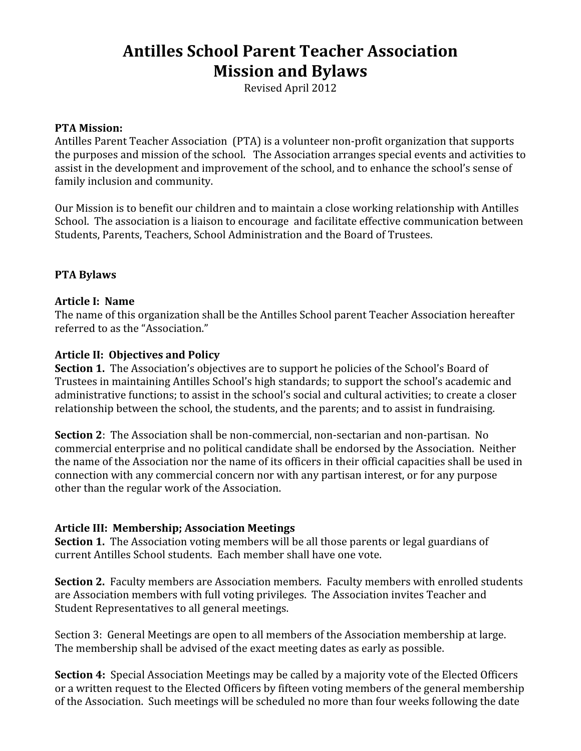# Antilles School Parent Teacher Association Mission and Bylaws

Revised April 2012

**PTA Mission:**
Antilles Parent Teacher Association (PTA) is a volunteer non-profit organization that supports the purposes and mission of the school. The Association arranges special events and activities to assist in the development and improvement of the school, and to enhance the school's sense of family inclusion and community.

Our Mission is to benefit our children and to maintain a close working relationship with Antilles School. The association is a liaison to encourage and facilitate effective communication between Students, Parents, Teachers, School Administration and the Board of Trustees.

## PTA Bylaws

### Article I: Name

The name of this organization shall be the Antilles School parent Teacher Association hereafter referred to as the "Association."

### Article II: Objectives and Policy

**Section 1.** The Association's objectives are to support he policies of the School's Board of Trustees in maintaining Antilles School's high standards; to support the school's academic and administrative functions; to assist in the school's social and cultural activities; to create a closer relationship between the school, the students, and the parents; and to assist in fundraising.

**Section 2**: The Association shall be non-commercial, non-sectarian and non-partisan. No commercial enterprise and no political candidate shall be endorsed by the Association. Neither the name of the Association nor the name of its officers in their official capacities shall be used in connection with any commercial concern nor with any partisan interest, or for any purpose other than the regular work of the Association.

### Article III: Membership; Association Meetings

**Section 1.** The Association voting members will be all those parents or legal guardians of current Antilles School students. Each member shall have one vote.

**Section 2.** Faculty members are Association members. Faculty members with enrolled students are Association members with full voting privileges. The Association invites Teacher and Student Representatives to all general meetings.

Section 3: General Meetings are open to all members of the Association membership at large. The membership shall be advised of the exact meeting dates as early as possible.

**Section 4:** Special Association Meetings may be called by a majority vote of the Elected Officers or a written request to the Elected Officers by fifteen voting members of the general membership of the Association. Such meetings will be scheduled no more than four weeks following the date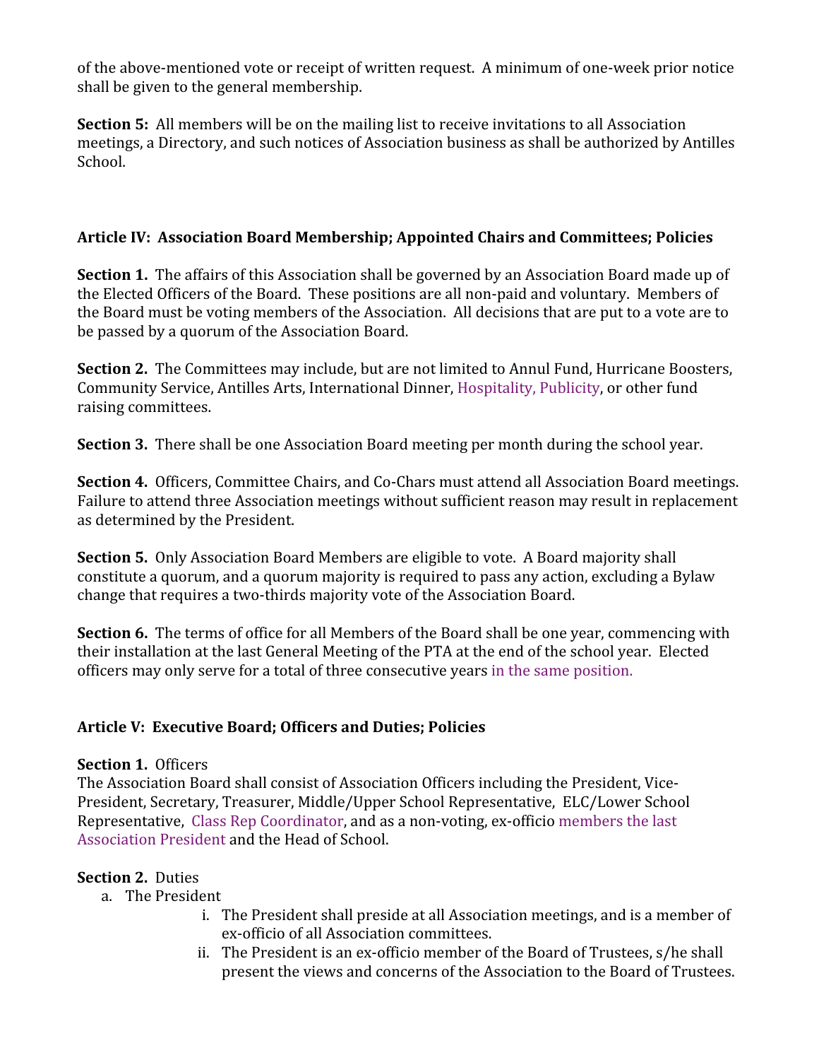of the above-mentioned vote or receipt of written request. A minimum of one-week prior notice shall be given to the general membership.

**Section 5:** All members will be on the mailing list to receive invitations to all Association meetings, a Directory, and such notices of Association business as shall be authorized by Antilles School.

### Article IV: Association Board Membership; Appointed Chairs and Committees; Policies

**Section 1.** The affairs of this Association shall be governed by an Association Board made up of the Elected Officers of the Board. These positions are all non-paid and voluntary. Members of the Board must be voting members of the Association. All decisions that are put to a vote are to be passed by a quorum of the Association Board.

**Section 2.** The Committees may include, but are not limited to Annul Fund, Hurricane Boosters, Community Service, Antilles Arts, International Dinner, Hospitality, Publicity, or other fund raising committees.

**Section 3.** There shall be one Association Board meeting per month during the school year.

**Section 4.** Officers, Committee Chairs, and Co-Chars must attend all Association Board meetings. Failure to attend three Association meetings without sufficient reason may result in replacement as determined by the President.

**Section 5.** Only Association Board Members are eligible to vote. A Board majority shall constitute a quorum, and a quorum majority is required to pass any action, excluding a Bylaw change that requires a two-thirds majority vote of the Association Board.

**Section 6.** The terms of office for all Members of the Board shall be one year, commencing with their installation at the last General Meeting of the PTA at the end of the school year. Elected officers may only serve for a total of three consecutive years in the same position.

### Article V: Executive Board; Officers and Duties; Policies

**Section 1.** Officers
The Association Board shall consist of Association Officers including the President, Vice-President, Secretary, Treasurer, Middle/Upper School Representative, ELC/Lower School Representative, Class Rep Coordinator, and as a non-voting, ex-officio members the last Association President and the Head of School.

**Section 2.** Duties

a. The President
   i. The President shall preside at all Association meetings, and is a member of ex-officio of all Association committees.
   ii. The President is an ex-officio member of the Board of Trustees, s/he shall present the views and concerns of the Association to the Board of Trustees.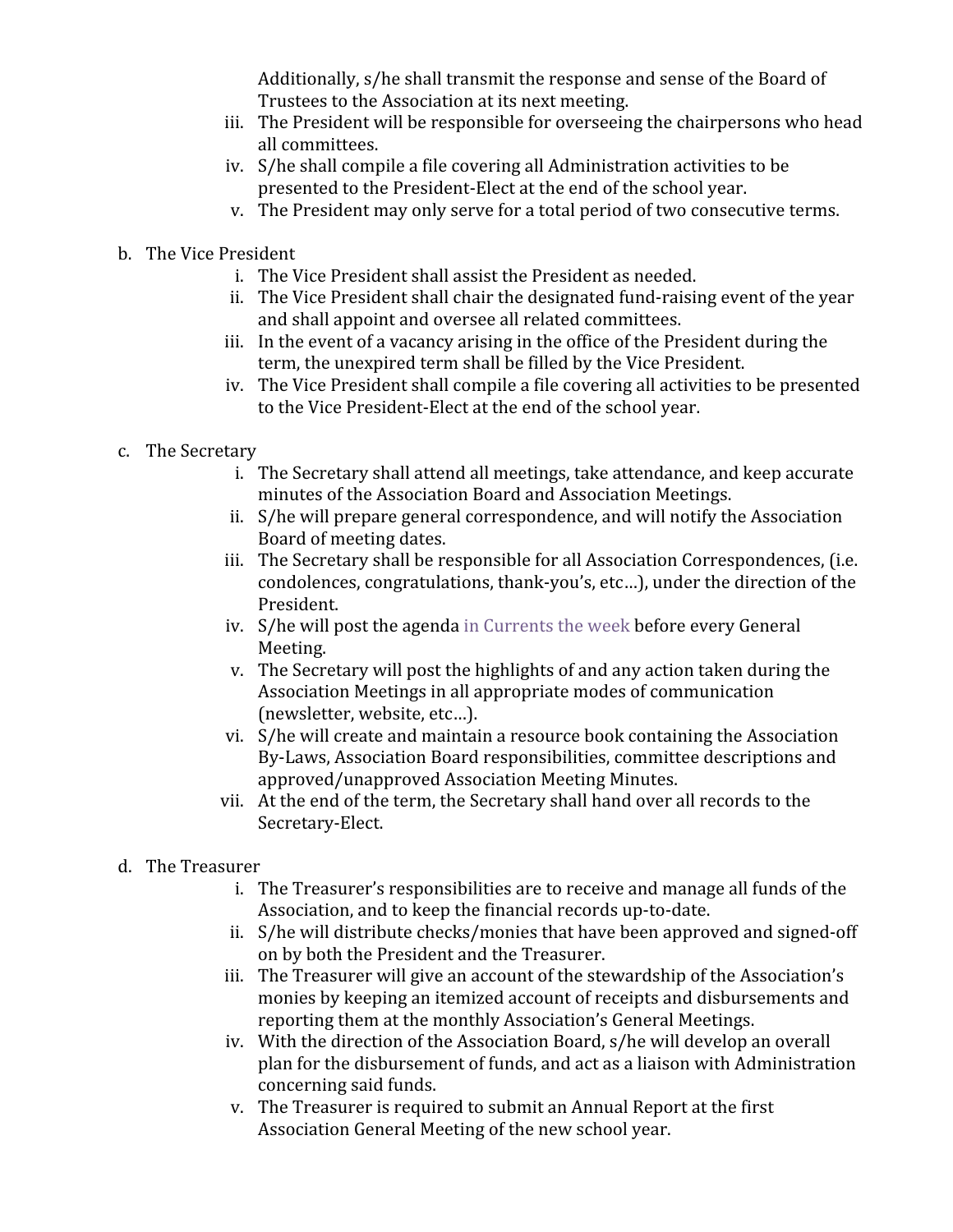Additionally, s/he shall transmit the response and sense of the Board of Trustees to the Association at its next meeting.

iii. The President will be responsible for overseeing the chairpersons who head all committees.

iv. S/he shall compile a file covering all Administration activities to be presented to the President-Elect at the end of the school year.

v. The President may only serve for a total period of two consecutive terms.

b. The Vice President

i. The Vice President shall assist the President as needed.

ii. The Vice President shall chair the designated fund-raising event of the year and shall appoint and oversee all related committees.

iii. In the event of a vacancy arising in the office of the President during the term, the unexpired term shall be filled by the Vice President.

iv. The Vice President shall compile a file covering all activities to be presented to the Vice President-Elect at the end of the school year.

c. The Secretary

i. The Secretary shall attend all meetings, take attendance, and keep accurate minutes of the Association Board and Association Meetings.

ii. S/he will prepare general correspondence, and will notify the Association Board of meeting dates.

iii. The Secretary shall be responsible for all Association Correspondences, (i.e. condolences, congratulations, thank-you's, etc…), under the direction of the President.

iv. S/he will post the agenda in Currents the week before every General Meeting.

v. The Secretary will post the highlights of and any action taken during the Association Meetings in all appropriate modes of communication (newsletter, website, etc…).

vi. S/he will create and maintain a resource book containing the Association By-Laws, Association Board responsibilities, committee descriptions and approved/unapproved Association Meeting Minutes.

vii. At the end of the term, the Secretary shall hand over all records to the Secretary-Elect.

d. The Treasurer

i. The Treasurer's responsibilities are to receive and manage all funds of the Association, and to keep the financial records up-to-date.

ii. S/he will distribute checks/monies that have been approved and signed-off on by both the President and the Treasurer.

iii. The Treasurer will give an account of the stewardship of the Association's monies by keeping an itemized account of receipts and disbursements and reporting them at the monthly Association's General Meetings.

iv. With the direction of the Association Board, s/he will develop an overall plan for the disbursement of funds, and act as a liaison with Administration concerning said funds.

v. The Treasurer is required to submit an Annual Report at the first Association General Meeting of the new school year.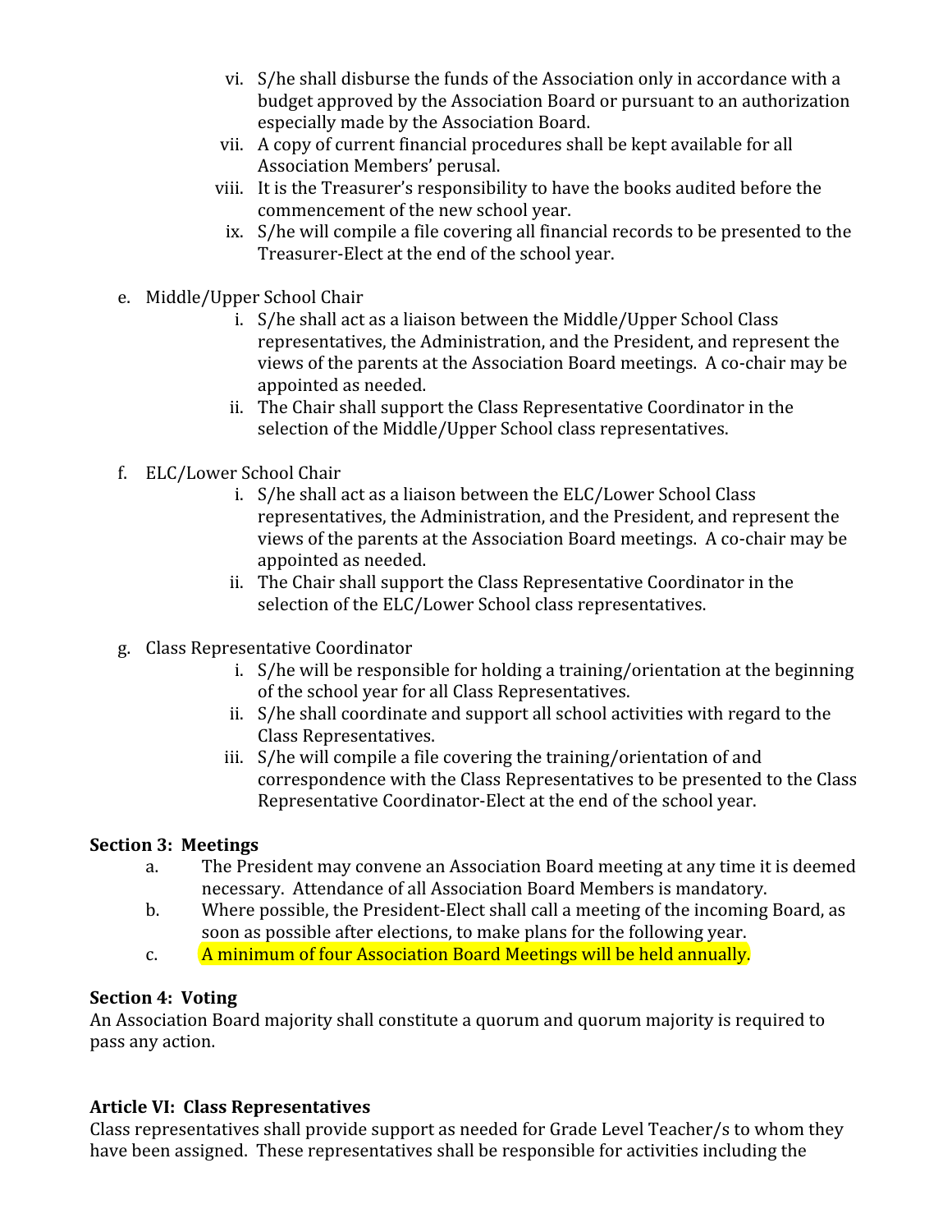vi. S/he shall disburse the funds of the Association only in accordance with a budget approved by the Association Board or pursuant to an authorization especially made by the Association Board.

vii. A copy of current financial procedures shall be kept available for all Association Members' perusal.

viii. It is the Treasurer's responsibility to have the books audited before the commencement of the new school year.

ix. S/he will compile a file covering all financial records to be presented to the Treasurer-Elect at the end of the school year.

e. Middle/Upper School Chair

i. S/he shall act as a liaison between the Middle/Upper School Class representatives, the Administration, and the President, and represent the views of the parents at the Association Board meetings. A co-chair may be appointed as needed.

ii. The Chair shall support the Class Representative Coordinator in the selection of the Middle/Upper School class representatives.

f. ELC/Lower School Chair

i. S/he shall act as a liaison between the ELC/Lower School Class representatives, the Administration, and the President, and represent the views of the parents at the Association Board meetings. A co-chair may be appointed as needed.

ii. The Chair shall support the Class Representative Coordinator in the selection of the ELC/Lower School class representatives.

g. Class Representative Coordinator

i. S/he will be responsible for holding a training/orientation at the beginning of the school year for all Class Representatives.

ii. S/he shall coordinate and support all school activities with regard to the Class Representatives.

iii. S/he will compile a file covering the training/orientation of and correspondence with the Class Representatives to be presented to the Class Representative Coordinator-Elect at the end of the school year.

**Section 3: Meetings**

a. The President may convene an Association Board meeting at any time it is deemed necessary. Attendance of all Association Board Members is mandatory.

b. Where possible, the President-Elect shall call a meeting of the incoming Board, as soon as possible after elections, to make plans for the following year.

c. A minimum of four Association Board Meetings will be held annually.

**Section 4: Voting**

An Association Board majority shall constitute a quorum and quorum majority is required to pass any action.

**Article VI: Class Representatives**

Class representatives shall provide support as needed for Grade Level Teacher/s to whom they have been assigned. These representatives shall be responsible for activities including the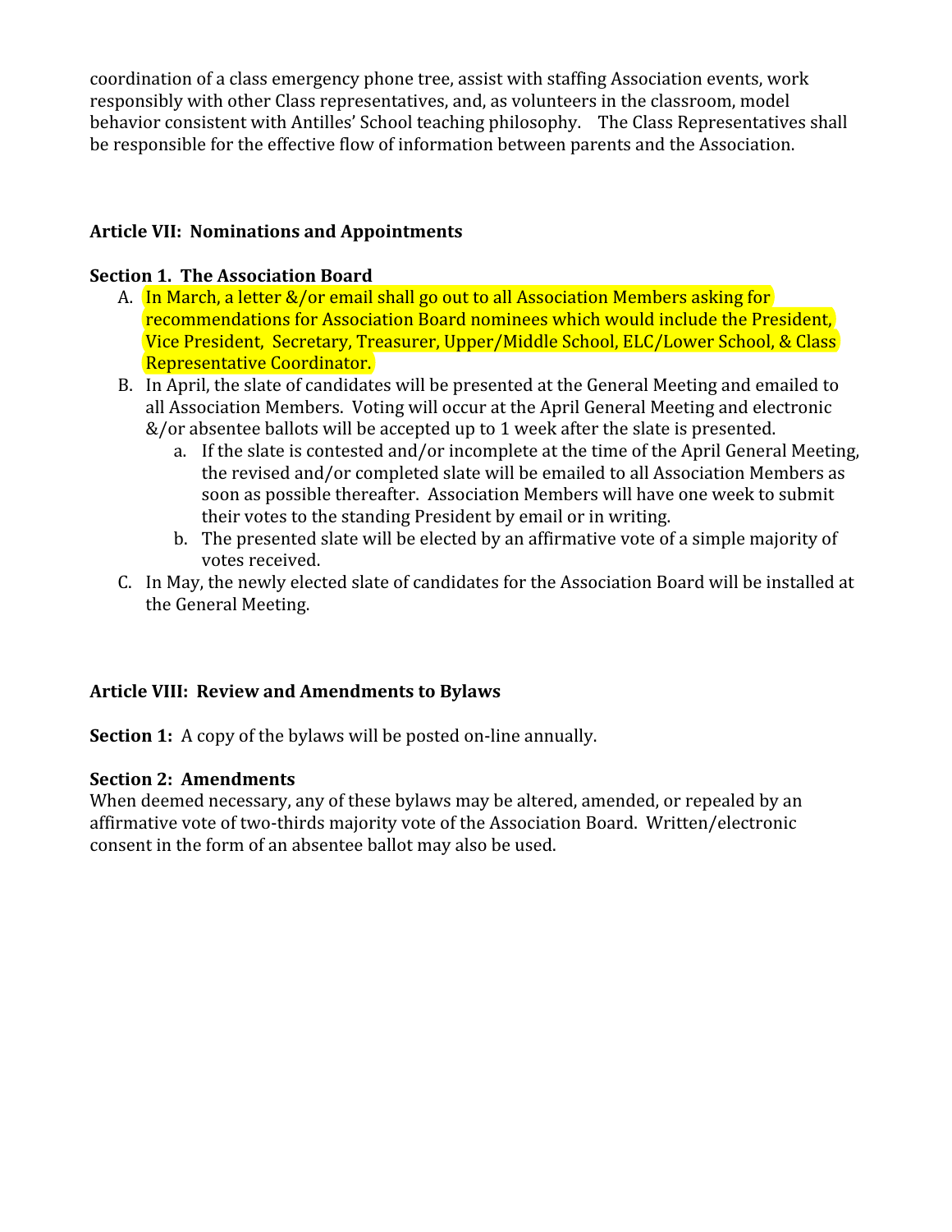coordination of a class emergency phone tree, assist with staffing Association events, work responsibly with other Class representatives, and, as volunteers in the classroom, model behavior consistent with Antilles' School teaching philosophy. The Class Representatives shall be responsible for the effective flow of information between parents and the Association.

## Article VII: Nominations and Appointments

### Section 1. The Association Board

A. In March, a letter &/or email shall go out to all Association Members asking for recommendations for Association Board nominees which would include the President, Vice President, Secretary, Treasurer, Upper/Middle School, ELC/Lower School, & Class Representative Coordinator.

B. In April, the slate of candidates will be presented at the General Meeting and emailed to all Association Members. Voting will occur at the April General Meeting and electronic &/or absentee ballots will be accepted up to 1 week after the slate is presented.
   a. If the slate is contested and/or incomplete at the time of the April General Meeting, the revised and/or completed slate will be emailed to all Association Members as soon as possible thereafter. Association Members will have one week to submit their votes to the standing President by email or in writing.
   b. The presented slate will be elected by an affirmative vote of a simple majority of votes received.

C. In May, the newly elected slate of candidates for the Association Board will be installed at the General Meeting.

## Article VIII: Review and Amendments to Bylaws

**Section 1:** A copy of the bylaws will be posted on-line annually.

**Section 2: Amendments**

When deemed necessary, any of these bylaws may be altered, amended, or repealed by an affirmative vote of two-thirds majority vote of the Association Board. Written/electronic consent in the form of an absentee ballot may also be used.